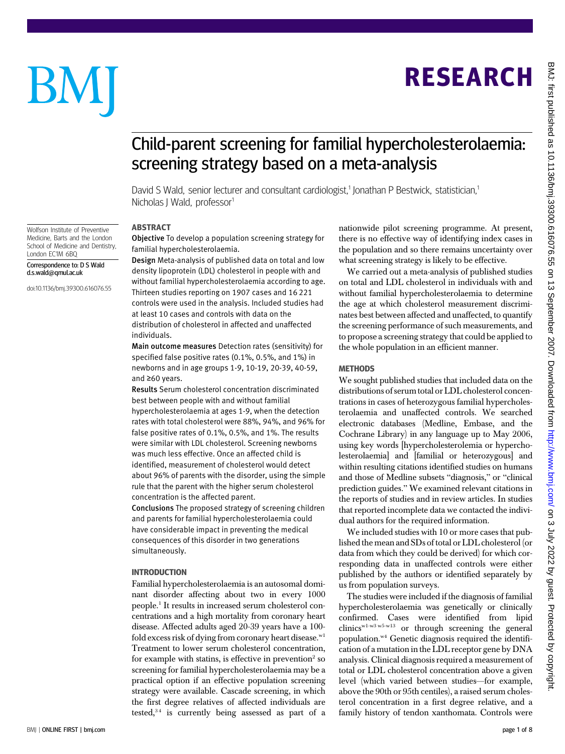# Child-parent screening for familial hypercholesterolaemia: screening strategy based on a meta-analysis

David S Wald, senior lecturer and consultant cardiologist,[1] Jonathan P Bestwick, statistician,[1] Nicholas J Wald, professor[1]

Wolfson Institute of Preventive Medicine, Barts and the London School of Medicine and Dentistry, London EC1M 6BQ

Correspondence to: D S Wald d.s.wald@qmul.ac.uk

doi:10.1136/bmj.39300.616076.55

## ABSTRACT

**Objective** To develop a population screening strategy for familial hypercholesterolaemia.

**Design** Meta-analysis of published data on total and low density lipoprotein (LDL) cholesterol in people with and without familial hypercholesterolaemia according to age. Thirteen studies reporting on 1907 cases and 16 221 controls were used in the analysis. Included studies had at least 10 cases and controls with data on the distribution of cholesterol in affected and unaffected individuals.

**Main outcome measures** Detection rates (sensitivity) for specified false positive rates (0.1%, 0.5%, and 1%) in newborns and in age groups 1-9, 10-19, 20-39, 40-59, and ≥60 years.

**Results** Serum cholesterol concentration discriminated best between people with and without familial hypercholesterolaemia at ages 1-9, when the detection rates with total cholesterol were 88%, 94%, and 96% for false positive rates of 0.1%, 0.5%, and 1%. The results were similar with LDL cholesterol. Screening newborns was much less effective. Once an affected child is identified, measurement of cholesterol would detect about 96% of parents with the disorder, using the simple rule that the parent with the higher serum cholesterol concentration is the affected parent.

**Conclusions** The proposed strategy of screening children and parents for familial hypercholesterolaemia could have considerable impact in preventing the medical consequences of this disorder in two generations simultaneously.

## INTRODUCTION

Familial hypercholesterolaemia is an autosomal dominant disorder affecting about two in every 1000 people.[1] It results in increased serum cholesterol concentrations and a high mortality from coronary heart disease. Affected adults aged 20-39 years have a 100-fold excess risk of dying from coronary heart disease.[w1] Treatment to lower serum cholesterol concentration, for example with statins, is effective in prevention[2] so screening for familial hypercholesterolaemia may be a practical option if an effective population screening strategy were available. Cascade screening, in which the first degree relatives of affected individuals are tested,[3 4] is currently being assessed as part of a nationwide pilot screening programme. At present, there is no effective way of identifying index cases in the population and so there remains uncertainty over what screening strategy is likely to be effective.

We carried out a meta-analysis of published studies on total and LDL cholesterol in individuals with and without familial hypercholesterolaemia to determine the age at which cholesterol measurement discriminates best between affected and unaffected, to quantify the screening performance of such measurements, and to propose a screening strategy that could be applied to the whole population in an efficient manner.

## METHODS

We sought published studies that included data on the distributions of serum total or LDL cholesterol concentrations in cases of heterozygous familial hypercholesterolaemia and unaffected controls. We searched electronic databases (Medline, Embase, and the Cochrane Library) in any language up to May 2006, using key words [hypercholesterolemia or hypercholesterolaemia] and [familial or heterozygous] and within resulting citations identified studies on humans and those of Medline subsets "diagnosis," or "clinical prediction guides." We examined relevant citations in the reports of studies and in review articles. In studies that reported incomplete data we contacted the individual authors for the required information.

We included studies with 10 or more cases that published the mean and SDs of total or LDL cholesterol (or data from which they could be derived) for which corresponding data in unaffected controls were either published by the authors or identified separately by us from population surveys.

The studies were included if the diagnosis of familial hypercholesterolaemia was genetically or clinically confirmed. Cases were identified from lipid clinics[w1-w3 w5-w13] or through screening the general population.[w4] Genetic diagnosis required the identification of a mutation in the LDL receptor gene by DNA analysis. Clinical diagnosis required a measurement of total or LDL cholesterol concentration above a given level (which varied between studies—for example, above the 90th or 95th centiles), a raised serum cholesterol concentration in a first degree relative, and a family history of tendon xanthomata. Controls were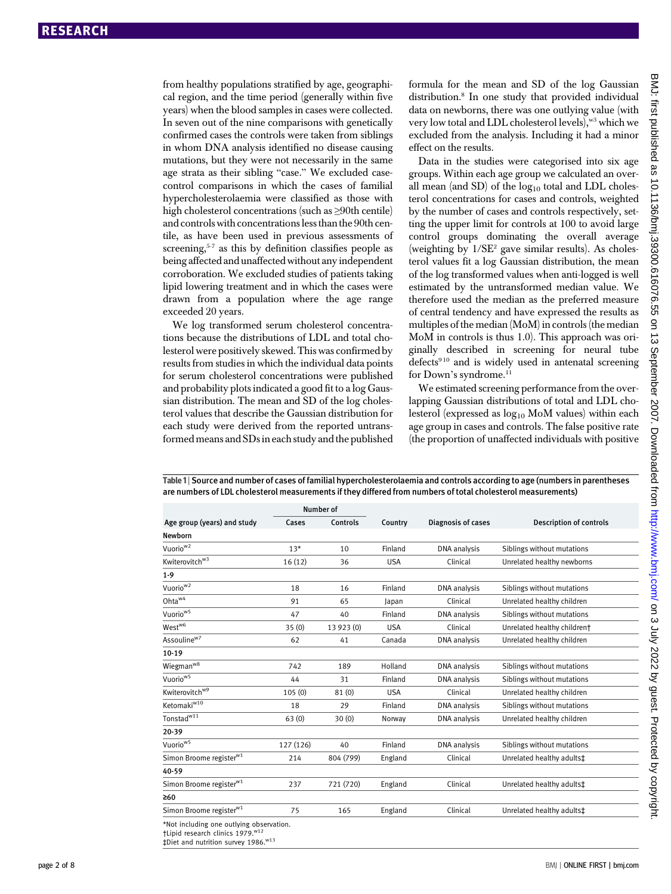from healthy populations stratified by age, geographical region, and the time period (generally within five years) when the blood samples in cases were collected. In seven out of the nine comparisons with genetically confirmed cases the controls were taken from siblings in whom DNA analysis identified no disease causing mutations, but they were not necessarily in the same age strata as their sibling "case." We excluded case-control comparisons in which the cases of familial hypercholesterolaemia were classified as those with high cholesterol concentrations (such as ≥90th centile) and controls with concentrations less than the 90th centile, as have been used in previous assessments of screening,[5-7] as this by definition classifies people as being affected and unaffected without any independent corroboration. We excluded studies of patients taking lipid lowering treatment and in which the cases were drawn from a population where the age range exceeded 20 years.

We log transformed serum cholesterol concentrations because the distributions of LDL and total cholesterol were positively skewed. This was confirmed by results from studies in which the individual data points for serum cholesterol concentrations were published and probability plots indicated a good fit to a log Gaussian distribution. The mean and SD of the log cholesterol values that describe the Gaussian distribution for each study were derived from the reported untransformed means and SDs in each study and the published formula for the mean and SD of the log Gaussian distribution.[8] In one study that provided individual data on newborns, there was one outlying value (with very low total and LDL cholesterol levels),[w3] which we excluded from the analysis. Including it had a minor effect on the results.

Data in the studies were categorised into six age groups. Within each age group we calculated an overall mean (and SD) of the $\log_{10}$ total and LDL cholesterol concentrations for cases and controls, weighted by the number of cases and controls respectively, setting the upper limit for controls at 100 to avoid large control groups dominating the overall average (weighting by $1/SE^2$ gave similar results). As cholesterol values fit a log Gaussian distribution, the mean of the log transformed values when anti-logged is well estimated by the untransformed median value. We therefore used the median as the preferred measure of central tendency and have expressed the results as multiples of the median (MoM) in controls (the median MoM in controls is thus 1.0). This approach was originally described in screening for neural tube defects[9 10] and is widely used in antenatal screening for Down's syndrome.[11]

We estimated screening performance from the overlapping Gaussian distributions of total and LDL cholesterol (expressed as $\log_{10}$ MoM values) within each age group in cases and controls. The false positive rate (the proportion of unaffected individuals with positive

**Table 1** | Source and number of cases of familial hypercholesterolaemia and controls according to age (numbers in parentheses are numbers of LDL cholesterol measurements if they differed from numbers of total cholesterol measurements)

| Age group (years) and study | Number of | | Country | Diagnosis of cases | Description of controls |
|---|---|---|---|---|---|
| | Cases | Controls | | | |
| **Newborn** | | | | | |
| Vuorio[w2] | 13* | 10 | Finland | DNA analysis | Siblings without mutations |
| Kwiterovitch[w3] | 16 (12) | 36 | USA | Clinical | Unrelated healthy newborns |
| **1-9** | | | | | |
| Vuorio[w2] | 18 | 16 | Finland | DNA analysis | Siblings without mutations |
| Ohta[w4] | 91 | 65 | Japan | Clinical | Unrelated healthy children |
| Vuorio[w5] | 47 | 40 | Finland | DNA analysis | Siblings without mutations |
| West[w6] | 35 (0) | 13 923 (0) | USA | Clinical | Unrelated healthy children† |
| Assouline[w7] | 62 | 41 | Canada | DNA analysis | Unrelated healthy children |
| **10-19** | | | | | |
| Wiegman[w8] | 742 | 189 | Holland | DNA analysis | Siblings without mutations |
| Vuorio[w5] | 44 | 31 | Finland | DNA analysis | Siblings without mutations |
| Kwiterovitch[w9] | 105 (0) | 81 (0) | USA | Clinical | Unrelated healthy children |
| Ketomaki[w10] | 18 | 29 | Finland | DNA analysis | Siblings without mutations |
| Tonstad[w11] | 63 (0) | 30 (0) | Norway | DNA analysis | Unrelated healthy children |
| **20-39** | | | | | |
| Vuorio[w5] | 127 (126) | 40 | Finland | DNA analysis | Siblings without mutations |
| Simon Broome register[w1] | 214 | 804 (799) | England | Clinical | Unrelated healthy adults‡ |
| **40-59** | | | | | |
| Simon Broome register[w1] | 237 | 721 (720) | England | Clinical | Unrelated healthy adults‡ |
| **≥60** | | | | | |
| Simon Broome register[w1] | 75 | 165 | England | Clinical | Unrelated healthy adults‡ |

*Not including one outlying observation.
†Lipid research clinics 1979.[w12]
‡Diet and nutrition survey 1986.[w13]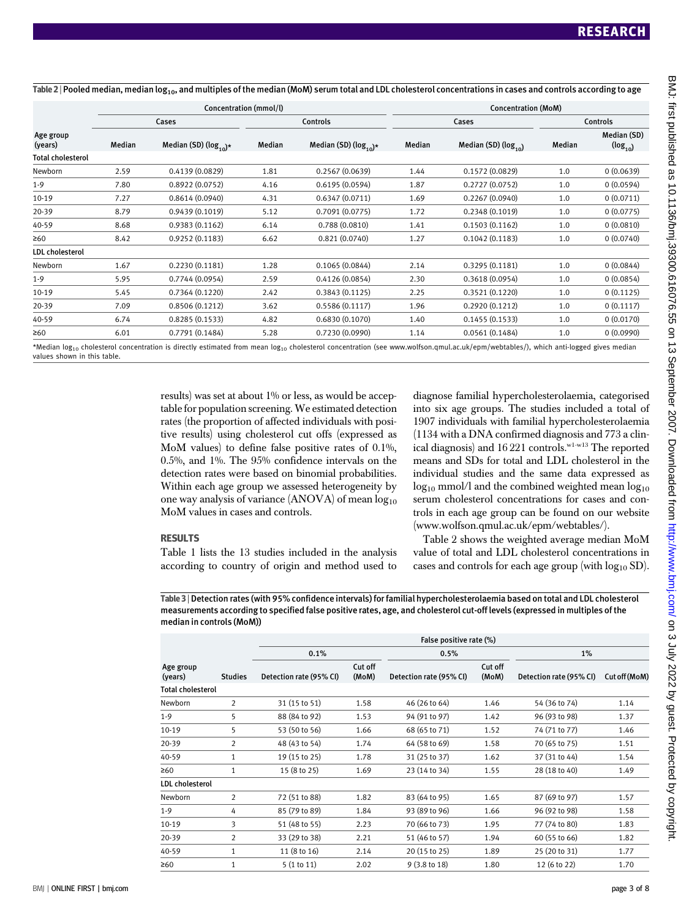Table 2 | Pooled median, median $\log_{10}$, and multiples of the median (MoM) serum total and LDL cholesterol concentrations in cases and controls according to age

| Age group (years) | Concentration (mmol/l) | | | | Concentration (MoM) | | | |
|---|---|---|---|---|---|---|---|---|
| | Cases | | Controls | | Cases | | Controls | |
| | Median | Median (SD) ($\log_{10}$)* | Median | Median (SD) ($\log_{10}$)* | Median | Median (SD) ($\log_{10}$) | Median | Median (SD) ($\log_{10}$) |
| **Total cholesterol** | | | | | | | | |
| Newborn | 2.59 | 0.4139 (0.0829) | 1.81 | 0.2567 (0.0639) | 1.44 | 0.1572 (0.0829) | 1.0 | 0 (0.0639) |
| 1-9 | 7.80 | 0.8922 (0.0752) | 4.16 | 0.6195 (0.0594) | 1.87 | 0.2727 (0.0752) | 1.0 | 0 (0.0594) |
| 10-19 | 7.27 | 0.8614 (0.0940) | 4.31 | 0.6347 (0.0711) | 1.69 | 0.2267 (0.0940) | 1.0 | 0 (0.0711) |
| 20-39 | 8.79 | 0.9439 (0.1019) | 5.12 | 0.7091 (0.0775) | 1.72 | 0.2348 (0.1019) | 1.0 | 0 (0.0775) |
| 40-59 | 8.68 | 0.9383 (0.1162) | 6.14 | 0.788 (0.0810) | 1.41 | 0.1503 (0.1162) | 1.0 | 0 (0.0810) |
| ≥60 | 8.42 | 0.9252 (0.1183) | 6.62 | 0.821 (0.0740) | 1.27 | 0.1042 (0.1183) | 1.0 | 0 (0.0740) |
| **LDL cholesterol** | | | | | | | | |
| Newborn | 1.67 | 0.2230 (0.1181) | 1.28 | 0.1065 (0.0844) | 2.14 | 0.3295 (0.1181) | 1.0 | 0 (0.0844) |
| 1-9 | 5.95 | 0.7744 (0.0954) | 2.59 | 0.4126 (0.0854) | 2.30 | 0.3618 (0.0954) | 1.0 | 0 (0.0854) |
| 10-19 | 5.45 | 0.7364 (0.1220) | 2.42 | 0.3843 (0.1125) | 2.25 | 0.3521 (0.1220) | 1.0 | 0 (0.1125) |
| 20-39 | 7.09 | 0.8506 (0.1212) | 3.62 | 0.5586 (0.1117) | 1.96 | 0.2920 (0.1212) | 1.0 | 0 (0.1117) |
| 40-59 | 6.74 | 0.8285 (0.1533) | 4.82 | 0.6830 (0.1070) | 1.40 | 0.1455 (0.1533) | 1.0 | 0 (0.0170) |
| ≥60 | 6.01 | 0.7791 (0.1484) | 5.28 | 0.7230 (0.0990) | 1.14 | 0.0561 (0.1484) | 1.0 | 0 (0.0990) |

*Median $\log_{10}$ cholesterol concentration is directly estimated from mean $\log_{10}$ cholesterol concentration (see www.wolfson.qmul.ac.uk/epm/webtables/), which anti-logged gives median values shown in this table.

results) was set at about 1% or less, as would be acceptable for population screening. We estimated detection rates (the proportion of affected individuals with positive results) using cholesterol cut offs (expressed as MoM values) to define false positive rates of 0.1%, 0.5%, and 1%. The 95% confidence intervals on the detection rates were based on binomial probabilities. Within each age group we assessed heterogeneity by one way analysis of variance (ANOVA) of mean $\log_{10}$ MoM values in cases and controls.

## RESULTS

Table 1 lists the 13 studies included in the analysis according to country of origin and method used to diagnose familial hypercholesterolaemia, categorised into six age groups. The studies included a total of 1907 individuals with familial hypercholesterolaemia (1134 with a DNA confirmed diagnosis and 773 a clinical diagnosis) and 16 221 controls.[w1-w13] The reported means and SDs for total and LDL cholesterol in the individual studies and the same data expressed as $\log_{10}$ mmol/l and the combined weighted mean $\log_{10}$ serum cholesterol concentrations for cases and controls in each age group can be found on our website (www.wolfson.qmul.ac.uk/epm/webtables/).

Table 2 shows the weighted average median MoM value of total and LDL cholesterol concentrations in cases and controls for each age group (with $\log_{10}$ SD).

Table 3 | Detection rates (with 95% confidence intervals) for familial hypercholesterolaemia based on total and LDL cholesterol measurements according to specified false positive rates, age, and cholesterol cut-off levels (expressed in multiples of the median in controls (MoM))

| Age group (years) | Studies | False positive rate (%) | | | | | |
|---|---|---|---|---|---|---|---|
| | | 0.1% | | 0.5% | | 1% | |
| | | Detection rate (95% CI) | Cut off (MoM) | Detection rate (95% CI) | Cut off (MoM) | Detection rate (95% CI) | Cut off (MoM) |
| **Total cholesterol** | | | | | | | |
| Newborn | 2 | 31 (15 to 51) | 1.58 | 46 (26 to 64) | 1.46 | 54 (36 to 74) | 1.14 |
| 1-9 | 5 | 88 (84 to 92) | 1.53 | 94 (91 to 97) | 1.42 | 96 (93 to 98) | 1.37 |
| 10-19 | 5 | 53 (50 to 56) | 1.66 | 68 (65 to 71) | 1.52 | 74 (71 to 77) | 1.46 |
| 20-39 | 2 | 48 (43 to 54) | 1.74 | 64 (58 to 69) | 1.58 | 70 (65 to 75) | 1.51 |
| 40-59 | 1 | 19 (15 to 25) | 1.78 | 31 (25 to 37) | 1.62 | 37 (31 to 44) | 1.54 |
| ≥60 | 1 | 15 (8 to 25) | 1.69 | 23 (14 to 34) | 1.55 | 28 (18 to 40) | 1.49 |
| **LDL cholesterol** | | | | | | | |
| Newborn | 2 | 72 (51 to 88) | 1.82 | 83 (64 to 95) | 1.65 | 87 (69 to 97) | 1.57 |
| 1-9 | 4 | 85 (79 to 89) | 1.84 | 93 (89 to 96) | 1.66 | 96 (92 to 98) | 1.58 |
| 10-19 | 3 | 51 (48 to 55) | 2.23 | 70 (66 to 73) | 1.95 | 77 (74 to 80) | 1.83 |
| 20-39 | 2 | 33 (29 to 38) | 2.21 | 51 (46 to 57) | 1.94 | 60 (55 to 66) | 1.82 |
| 40-59 | 1 | 11 (8 to 16) | 2.14 | 20 (15 to 25) | 1.89 | 25 (20 to 31) | 1.77 |
| ≥60 | 1 | 5 (1 to 11) | 2.02 | 9 (3.8 to 18) | 1.80 | 12 (6 to 22) | 1.70 |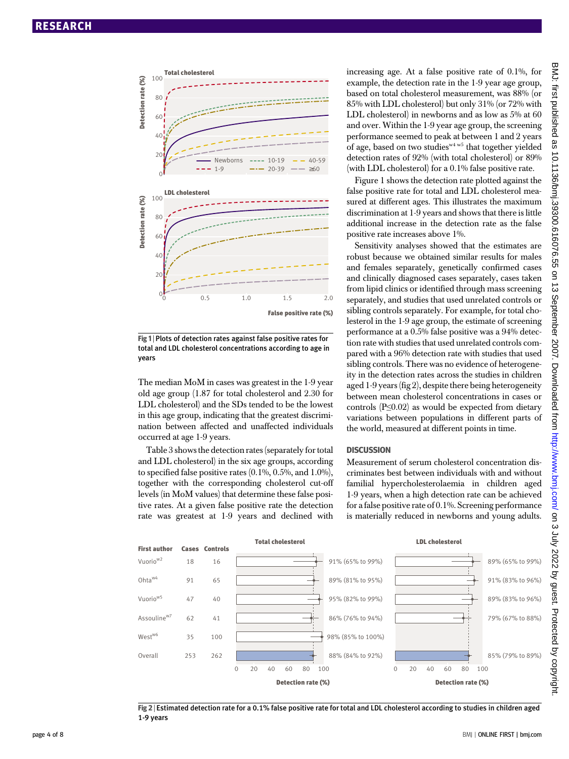Fig 1 | Plots of detection rates against false positive rates for total and LDL cholesterol concentrations according to age in years

The median MoM in cases was greatest in the 1-9 year old age group (1.87 for total cholesterol and 2.30 for LDL cholesterol) and the SDs tended to be the lowest in this age group, indicating that the greatest discrimination between affected and unaffected individuals occurred at age 1-9 years.

Table 3 shows the detection rates (separately for total and LDL cholesterol) in the six age groups, according to specified false positive rates (0.1%, 0.5%, and 1.0%), together with the corresponding cholesterol cut-off levels (in MoM values) that determine these false positive rates. At a given false positive rate the detection rate was greatest at 1-9 years and declined with increasing age. At a false positive rate of 0.1%, for example, the detection rate in the 1-9 year age group, based on total cholesterol measurement, was 88% (or 85% with LDL cholesterol) but only 31% (or 72% with LDL cholesterol) in newborns and as low as 5% at 60 and over. Within the 1-9 year age group, the screening performance seemed to peak at between 1 and 2 years of age, based on two studies[w4 w5] that together yielded detection rates of 92% (with total cholesterol) or 89% (with LDL cholesterol) for a 0.1% false positive rate.

Figure 1 shows the detection rate plotted against the false positive rate for total and LDL cholesterol measured at different ages. This illustrates the maximum discrimination at 1-9 years and shows that there is little additional increase in the detection rate as the false positive rate increases above 1%.

Sensitivity analyses showed that the estimates are robust because we obtained similar results for males and females separately, genetically confirmed cases and clinically diagnosed cases separately, cases taken from lipid clinics or identified through mass screening separately, and studies that used unrelated controls or sibling controls separately. For example, for total cholesterol in the 1-9 age group, the estimate of screening performance at a 0.5% false positive was a 94% detection rate with studies that used unrelated controls compared with a 96% detection rate with studies that used sibling controls. There was no evidence of heterogeneity in the detection rates across the studies in children aged 1-9 years (fig 2), despite there being heterogeneity between mean cholesterol concentrations in cases or controls ($P\leq0.02$) as would be expected from dietary variations between populations in different parts of the world, measured at different points in time.

## DISCUSSION

Measurement of serum cholesterol concentration discriminates best between individuals with and without familial hypercholesterolaemia in children aged 1-9 years, when a high detection rate can be achieved for a false positive rate of 0.1%. Screening performance is materially reduced in newborns and young adults.

| First author | Cases | Controls | Total cholesterol detection rate (%) | LDL cholesterol detection rate (%) |
|---|---|---|---|---|
| Vuorio[w2] | 18 | 16 | 91% (65% to 99%) | 89% (65% to 99%) |
| Ohta[w4] | 91 | 65 | 89% (81% to 95%) | 91% (83% to 96%) |
| Vuorio[w5] | 47 | 40 | 95% (82% to 99%) | 89% (83% to 96%) |
| Assouline[w7] | 62 | 41 | 86% (76% to 94%) | 79% (67% to 88%) |
| West[w6] | 35 | 100 | 98% (85% to 100%) | |
| Overall | 253 | 262 | 88% (84% to 92%) | 85% (79% to 89%) |

Fig 2 | Estimated detection rate for a 0.1% false positive rate for total and LDL cholesterol according to studies in children aged 1-9 years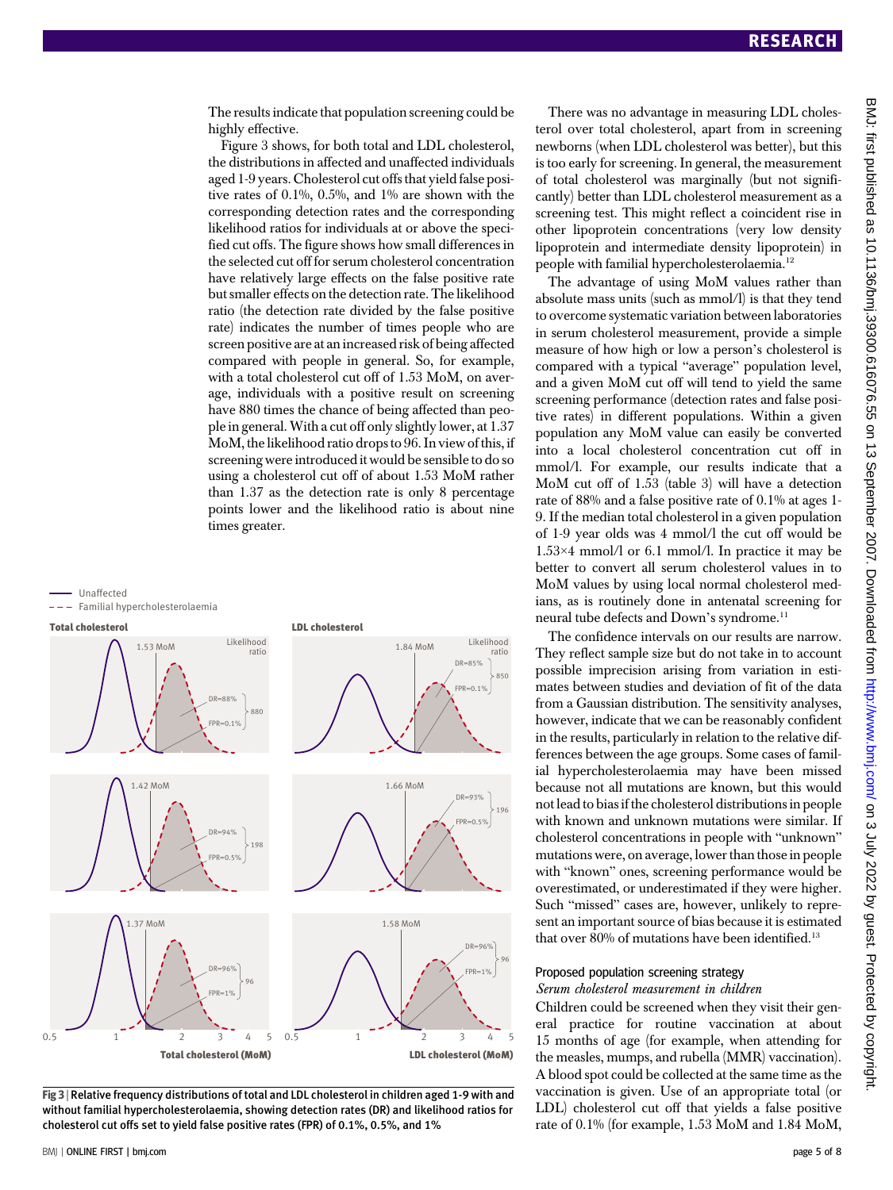The results indicate that population screening could be highly effective.

Figure 3 shows, for both total and LDL cholesterol, the distributions in affected and unaffected individuals aged 1-9 years. Cholesterol cut offs that yield false positive rates of 0.1%, 0.5%, and 1% are shown with the corresponding detection rates and the corresponding likelihood ratios for individuals at or above the specified cut offs. The figure shows how small differences in the selected cut off for serum cholesterol concentration have relatively large effects on the false positive rate but smaller effects on the detection rate. The likelihood ratio (the detection rate divided by the false positive rate) indicates the number of times people who are screen positive are at an increased risk of being affected compared with people in general. So, for example, with a total cholesterol cut off of 1.53 MoM, on average, individuals with a positive result on screening have 880 times the chance of being affected than people in general. With a cut off only slightly lower, at 1.37 MoM, the likelihood ratio drops to 96. In view of this, if screening were introduced it would be sensible to do so using a cholesterol cut off of about 1.53 MoM rather than 1.37 as the detection rate is only 8 percentage points lower and the likelihood ratio is about nine times greater.

Fig 3 | Relative frequency distributions of total and LDL cholesterol in children aged 1-9 with and without familial hypercholesterolaemia, showing detection rates (DR) and likelihood ratios for cholesterol cut offs set to yield false positive rates (FPR) of 0.1%, 0.5%, and 1%

There was no advantage in measuring LDL cholesterol over total cholesterol, apart from in screening newborns (when LDL cholesterol was better), but this is too early for screening. In general, the measurement of total cholesterol was marginally (but not significantly) better than LDL cholesterol measurement as a screening test. This might reflect a coincident rise in other lipoprotein concentrations (very low density lipoprotein and intermediate density lipoprotein) in people with familial hypercholesterolaemia.[12]

The advantage of using MoM values rather than absolute mass units (such as mmol/l) is that they tend to overcome systematic variation between laboratories in serum cholesterol measurement, provide a simple measure of how high or low a person's cholesterol is compared with a typical "average" population level, and a given MoM cut off will tend to yield the same screening performance (detection rates and false positive rates) in different populations. Within a given population any MoM value can easily be converted into a local cholesterol concentration cut off in mmol/l. For example, our results indicate that a MoM cut off of 1.53 (table 3) will have a detection rate of 88% and a false positive rate of 0.1% at ages 1-9. If the median total cholesterol in a given population of 1-9 year olds was 4 mmol/l the cut off would be 1.53×4 mmol/l or 6.1 mmol/l. In practice it may be better to convert all serum cholesterol values in to MoM values by using local normal cholesterol medians, as is routinely done in antenatal screening for neural tube defects and Down's syndrome.[11]

The confidence intervals on our results are narrow. They reflect sample size but do not take in to account possible imprecision arising from variation in estimates between studies and deviation of fit of the data from a Gaussian distribution. The sensitivity analyses, however, indicate that we can be reasonably confident in the results, particularly in relation to the relative differences between the age groups. Some cases of familial hypercholesterolaemia may have been missed because not all mutations are known, but this would not lead to bias if the cholesterol distributions in people with known and unknown mutations were similar. If cholesterol concentrations in people with "unknown" mutations were, on average, lower than those in people with "known" ones, screening performance would be overestimated, or underestimated if they were higher. Such "missed" cases are, however, unlikely to represent an important source of bias because it is estimated that over 80% of mutations have been identified.[13]

## Proposed population screening strategy

*Serum cholesterol measurement in children*

Children could be screened when they visit their general practice for routine vaccination at about 15 months of age (for example, when attending for the measles, mumps, and rubella (MMR) vaccination). A blood spot could be collected at the same time as the vaccination is given. Use of an appropriate total (or LDL) cholesterol cut off that yields a false positive rate of 0.1% (for example, 1.53 MoM and 1.84 MoM,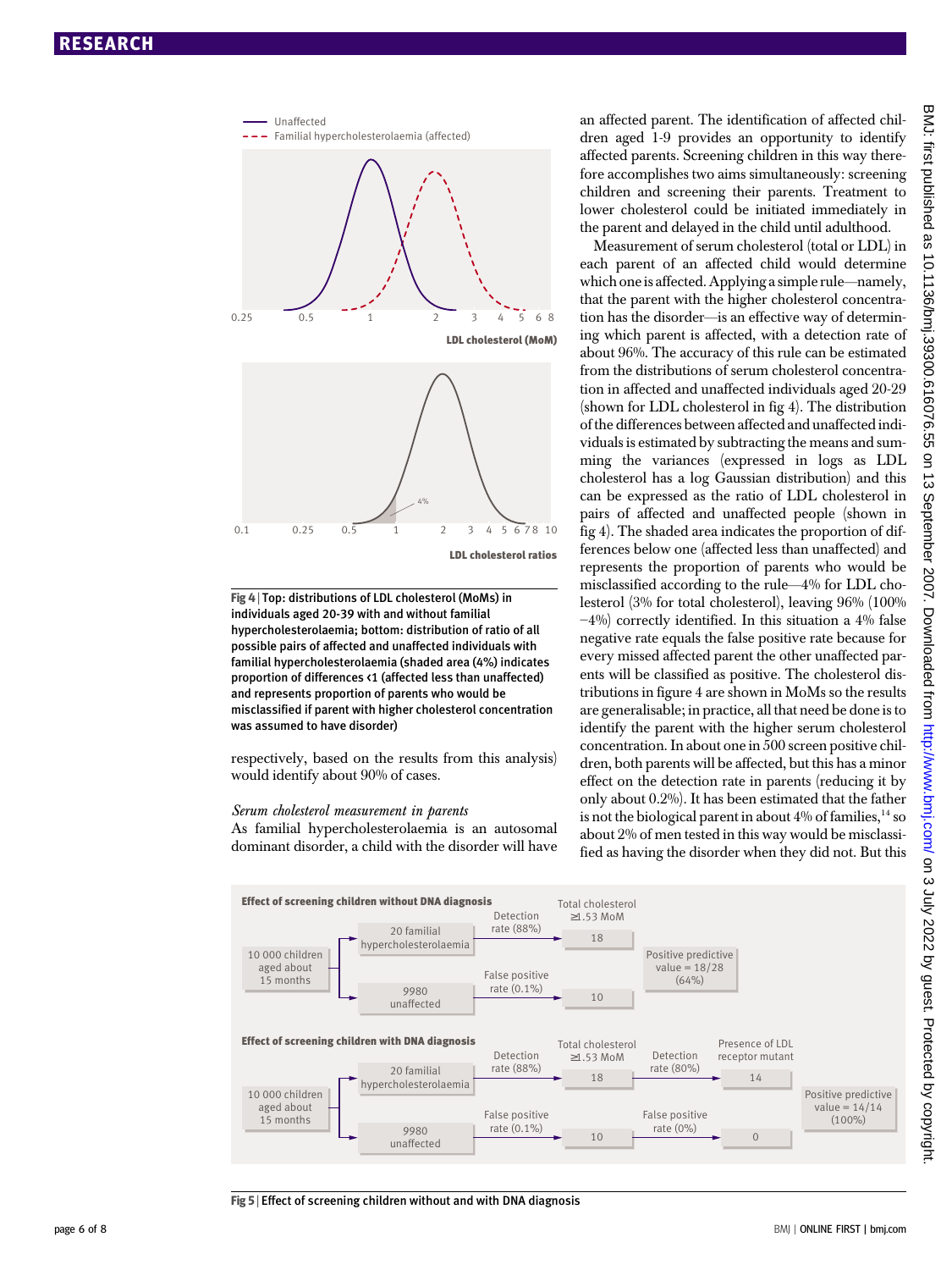Fig 4 | Top: distributions of LDL cholesterol (MoMs) in individuals aged 20-39 with and without familial hypercholesterolaemia; bottom: distribution of ratio of all possible pairs of affected and unaffected individuals with familial hypercholesterolaemia (shaded area (4%) indicates proportion of differences <1 (affected less than unaffected) and represents proportion of parents who would be misclassified if parent with higher cholesterol concentration was assumed to have disorder)

respectively, based on the results from this analysis) would identify about 90% of cases.

*Serum cholesterol measurement in parents*

As familial hypercholesterolaemia is an autosomal dominant disorder, a child with the disorder will have an affected parent. The identification of affected children aged 1-9 provides an opportunity to identify affected parents. Screening children in this way therefore accomplishes two aims simultaneously: screening children and screening their parents. Treatment to lower cholesterol could be initiated immediately in the parent and delayed in the child until adulthood.

Measurement of serum cholesterol (total or LDL) in each parent of an affected child would determine which one is affected. Applying a simple rule—namely, that the parent with the higher cholesterol concentration has the disorder—is an effective way of determining which parent is affected, with a detection rate of about 96%. The accuracy of this rule can be estimated from the distributions of serum cholesterol concentration in affected and unaffected individuals aged 20-29 (shown for LDL cholesterol in fig 4). The distribution of the differences between affected and unaffected individuals is estimated by subtracting the means and summing the variances (expressed in logs as LDL cholesterol has a log Gaussian distribution) and this can be expressed as the ratio of LDL cholesterol in pairs of affected and unaffected people (shown in fig 4). The shaded area indicates the proportion of differences below one (affected less than unaffected) and represents the proportion of parents who would be misclassified according to the rule—4% for LDL cholesterol (3% for total cholesterol), leaving 96% (100% −4%) correctly identified. In this situation a 4% false negative rate equals the false positive rate because for every missed affected parent the other unaffected parents will be classified as positive. The cholesterol distributions in figure 4 are shown in MoMs so the results are generalisable; in practice, all that need be done is to identify the parent with the higher serum cholesterol concentration. In about one in 500 screen positive children, both parents will be affected, but this has a minor effect on the detection rate in parents (reducing it by only about 0.2%). It has been estimated that the father is not the biological parent in about 4% of families,[14] so about 2% of men tested in this way would be misclassified as having the disorder when they did not. But this

Fig 5 | Effect of screening children without and with DNA diagnosis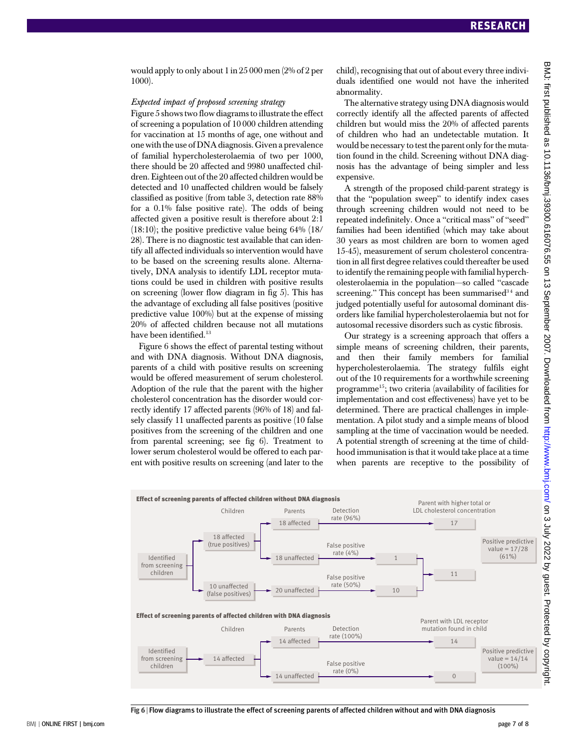would apply to only about 1 in 25 000 men (2% of 2 per 1000).

*Expected impact of proposed screening strategy*

Figure 5 shows two flow diagrams to illustrate the effect of screening a population of 10 000 children attending for vaccination at 15 months of age, one without and one with the use of DNA diagnosis. Given a prevalence of familial hypercholesterolaemia of two per 1000, there should be 20 affected and 9980 unaffected children. Eighteen out of the 20 affected children would be detected and 10 unaffected children would be falsely classified as positive (from table 3, detection rate 88% for a 0.1% false positive rate). The odds of being affected given a positive result is therefore about 2:1 (18:10); the positive predictive value being 64% (18/28). There is no diagnostic test available that can identify all affected individuals so intervention would have to be based on the screening results alone. Alternatively, DNA analysis to identify LDL receptor mutations could be used in children with positive results on screening (lower flow diagram in fig 5). This has the advantage of excluding all false positives (positive predictive value 100%) but at the expense of missing 20% of affected children because not all mutations have been identified.[13]

Figure 6 shows the effect of parental testing without and with DNA diagnosis. Without DNA diagnosis, parents of a child with positive results on screening would be offered measurement of serum cholesterol. Adoption of the rule that the parent with the higher cholesterol concentration has the disorder would correctly identify 17 affected parents (96% of 18) and falsely classify 11 unaffected parents as positive (10 false positives from the screening of the children and one from parental screening; see fig 6). Treatment to lower serum cholesterol would be offered to each parent with positive results on screening (and later to the child), recognising that out of about every three individuals identified one would not have the inherited abnormality.

The alternative strategy using DNA diagnosis would correctly identify all the affected parents of affected children but would miss the 20% of affected parents of children who had an undetectable mutation. It would be necessary to test the parent only for the mutation found in the child. Screening without DNA diagnosis has the advantage of being simpler and less expensive.

A strength of the proposed child-parent strategy is that the "population sweep" to identify index cases through screening children would not need to be repeated indefinitely. Once a "critical mass" of "seed" families had been identified (which may take about 30 years as most children are born to women aged 15-45), measurement of serum cholesterol concentration in all first degree relatives could thereafter be used to identify the remaining people with familial hypercholesterolaemia in the population—so called "cascade screening." This concept has been summarised[3,4] and judged potentially useful for autosomal dominant disorders like familial hypercholesterolaemia but not for autosomal recessive disorders such as cystic fibrosis.

Our strategy is a screening approach that offers a simple means of screening children, their parents, and then their family members for familial hypercholesterolaemia. The strategy fulfils eight out of the 10 requirements for a worthwhile screening programme[15]; two criteria (availability of facilities for implementation and cost effectiveness) have yet to be determined. There are practical challenges in implementation. A pilot study and a simple means of blood sampling at the time of vaccination would be needed. A potential strength of screening at the time of childhood immunisation is that it would take place at a time when parents are receptive to the possibility of

**Effect of screening parents of affected children without DNA diagnosis**

- Identified from screening children
  - Children: 18 affected (true positives)
    - Parents: 18 affected → Detection rate (96%) → Parent with higher total or LDL cholesterol concentration: 17
    - Parents: 18 unaffected → False positive rate (4%) → 1
  - Children: 10 unaffected (false positives)
    - Parents: 20 unaffected → False positive rate (50%) → 10
  - 1 + 10 → 11
  - Positive predictive value = 17/28 (61%)

**Effect of screening parents of affected children with DNA diagnosis**

- Identified from screening children
  - Children: 14 affected
    - Parents: 14 affected → Detection rate (100%) → Parent with LDL receptor mutation found in child: 14
    - Parents: 14 unaffected → False positive rate (0%) → 0
  - Positive predictive value = 14/14 (100%)

**Fig 6** | Flow diagrams to illustrate the effect of screening parents of affected children without and with DNA diagnosis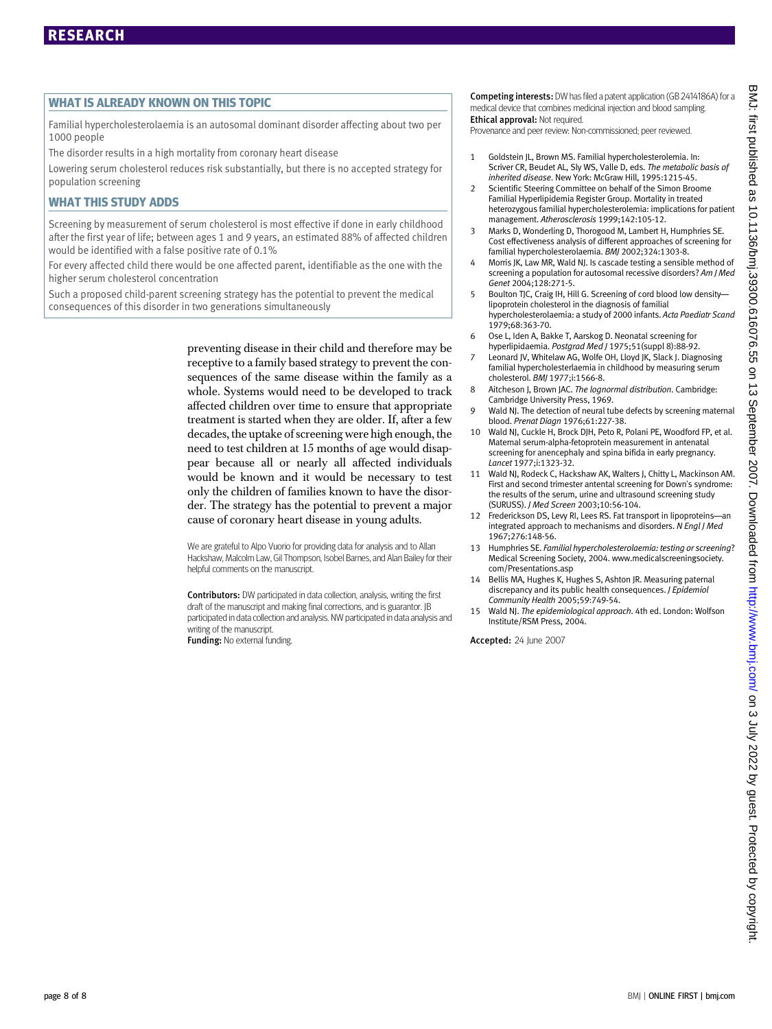## WHAT IS ALREADY KNOWN ON THIS TOPIC

Familial hypercholesterolaemia is an autosomal dominant disorder affecting about two per 1000 people

The disorder results in a high mortality from coronary heart disease

Lowering serum cholesterol reduces risk substantially, but there is no accepted strategy for population screening

## WHAT THIS STUDY ADDS

Screening by measurement of serum cholesterol is most effective if done in early childhood after the first year of life; between ages 1 and 9 years, an estimated 88% of affected children would be identified with a false positive rate of 0.1%

For every affected child there would be one affected parent, identifiable as the one with the higher serum cholesterol concentration

Such a proposed child-parent screening strategy has the potential to prevent the medical consequences of this disorder in two generations simultaneously

preventing disease in their child and therefore may be receptive to a family based strategy to prevent the consequences of the same disease within the family as a whole. Systems would need to be developed to track affected children over time to ensure that appropriate treatment is started when they are older. If, after a few decades, the uptake of screening were high enough, the need to test children at 15 months of age would disappear because all or nearly all affected individuals would be known and it would be necessary to test only the children of families known to have the disorder. The strategy has the potential to prevent a major cause of coronary heart disease in young adults.

We are grateful to Alpo Vuorio for providing data for analysis and to Allan Hackshaw, Malcolm Law, Gil Thompson, Isobel Barnes, and Alan Bailey for their helpful comments on the manuscript.

**Contributors:** DW participated in data collection, analysis, writing the first draft of the manuscript and making final corrections, and is guarantor. JB participated in data collection and analysis. NW participated in data analysis and writing of the manuscript.

**Funding:** No external funding.

**Competing interests:** DW has filed a patent application (GB 2414186A) for a medical device that combines medicinal injection and blood sampling.

**Ethical approval:** Not required.

Provenance and peer review: Non-commissioned; peer reviewed.

1. Goldstein JL, Brown MS. Familial hypercholesterolemia. In: Scriver CR, Beudet AL, Sly WS, Valle D, eds. *The metabolic basis of inherited disease*. New York: McGraw Hill, 1995:1215-45.
2. Scientific Steering Committee on behalf of the Simon Broome Familial Hyperlipidemia Register Group. Mortality in treated heterozygous familial hypercholesterolemia: implications for patient management. *Atherosclerosis* 1999;142:105-12.
3. Marks D, Wonderling D, Thorogood M, Lambert H, Humphries SE. Cost effectiveness analysis of different approaches of screening for familial hypercholesterolaemia. *BMJ* 2002;324:1303-8.
4. Morris JK, Law MR, Wald NJ. Is cascade testing a sensible method of screening a population for autosomal recessive disorders? *Am J Med Genet* 2004;128:271-5.
5. Boulton TJC, Craig IH, Hill G. Screening of cord blood low density—lipoprotein cholesterol in the diagnosis of familial hypercholesterolaemia: a study of 2000 infants. *Acta Paediatr Scand* 1979;68:363-70.
6. Ose L, Iden A, Bakke T, Aarskog D. Neonatal screening for hyperlipidaemia. *Postgrad Med J* 1975;51(suppl 8):88-92.
7. Leonard JV, Whitelaw AG, Wolfe OH, Lloyd JK, Slack J. Diagnosing familial hypercholesterlaemia in childhood by measuring serum cholesterol. *BMJ* 1977;i:1566-8.
8. Aitcheson J, Brown JAC. *The lognormal distribution*. Cambridge: Cambridge University Press, 1969.
9. Wald NJ. The detection of neural tube defects by screening maternal blood. *Prenat Diagn* 1976;61:227-38.
10. Wald NJ, Cuckle H, Brock DJH, Peto R, Polani PE, Woodford FP, et al. Maternal serum-alpha-fetoprotein measurement in antenatal screening for anencephaly and spina bifida in early pregnancy. *Lancet* 1977;i:1323-32.
11. Wald NJ, Rodeck C, Hackshaw AK, Walters J, Chitty L, Mackinson AM. First and second trimester antental screening for Down's syndrome: the results of the serum, urine and ultrasound screening study (SURUSS). *J Med Screen* 2003;10:56-104.
12. Frederickson DS, Levy RI, Lees RS. Fat transport in lipoproteins—an integrated approach to mechanisms and disorders. *N Engl J Med* 1967;276:148-56.
13. Humphries SE. *Familial hypercholesterolaemia: testing or screening*? Medical Screening Society, 2004. www.medicalscreeningsociety.com/Presentations.asp
14. Bellis MA, Hughes K, Hughes S, Ashton JR. Measuring paternal discrepancy and its public health consequences. *J Epidemiol Community Health* 2005;59:749-54.
15. Wald NJ. *The epidemiological approach*. 4th ed. London: Wolfson Institute/RSM Press, 2004.

**Accepted:** 24 June 2007